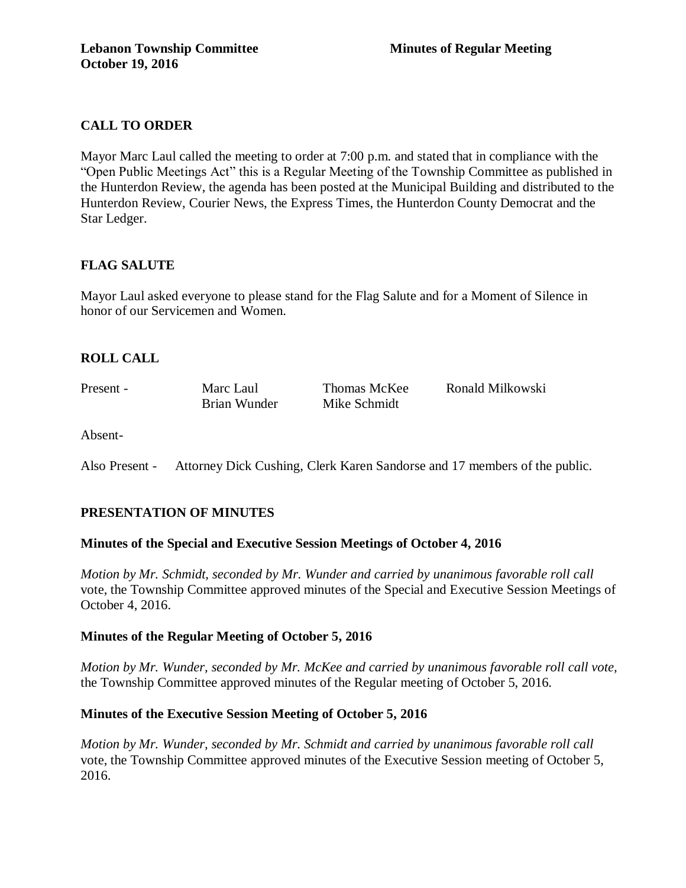**Lebanon Township Committee** **Minutes of Regular Meeting**
**October 19, 2016**

## CALL TO ORDER

Mayor Marc Laul called the meeting to order at 7:00 p.m. and stated that in compliance with the "Open Public Meetings Act" this is a Regular Meeting of the Township Committee as published in the Hunterdon Review, the agenda has been posted at the Municipal Building and distributed to the Hunterdon Review, Courier News, the Express Times, the Hunterdon County Democrat and the Star Ledger.

## FLAG SALUTE

Mayor Laul asked everyone to please stand for the Flag Salute and for a Moment of Silence in honor of our Servicemen and Women.

## ROLL CALL

| Present - | Marc Laul | Thomas McKee | Ronald Milkowski |
|---|---|---|---|
| | Brian Wunder | Mike Schmidt | |

Absent-

Also Present - Attorney Dick Cushing, Clerk Karen Sandorse and 17 members of the public.

## PRESENTATION OF MINUTES

### Minutes of the Special and Executive Session Meetings of October 4, 2016

*Motion by Mr. Schmidt, seconded by Mr. Wunder and carried by unanimous favorable roll call* vote, the Township Committee approved minutes of the Special and Executive Session Meetings of October 4, 2016.

### Minutes of the Regular Meeting of October 5, 2016

*Motion by Mr. Wunder, seconded by Mr. McKee and carried by unanimous favorable roll call vote,* the Township Committee approved minutes of the Regular meeting of October 5, 2016.

### Minutes of the Executive Session Meeting of October 5, 2016

*Motion by Mr. Wunder, seconded by Mr. Schmidt and carried by unanimous favorable roll call* vote, the Township Committee approved minutes of the Executive Session meeting of October 5, 2016.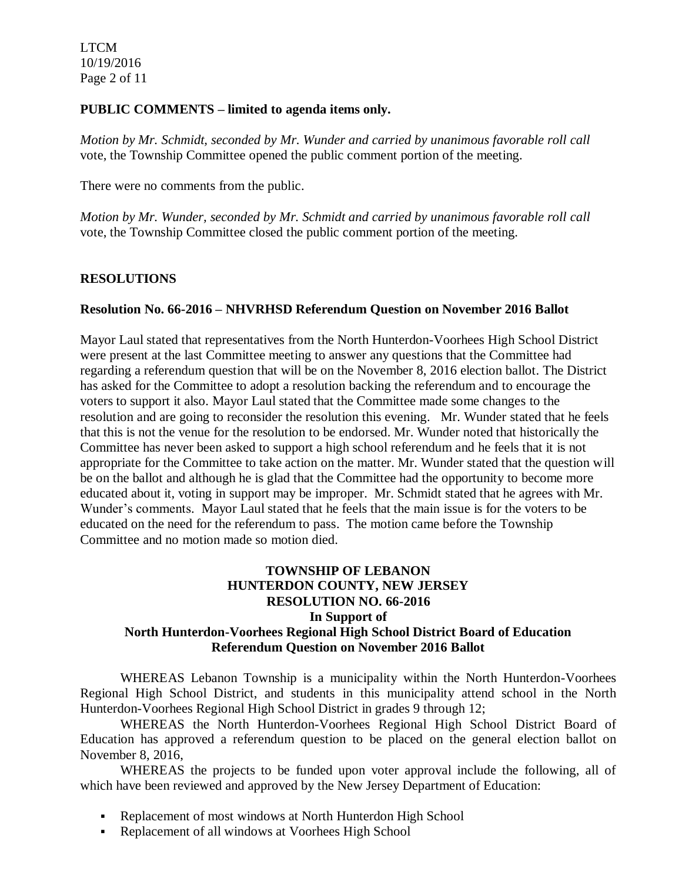**PUBLIC COMMENTS – limited to agenda items only.**

*Motion by Mr. Schmidt, seconded by Mr. Wunder and carried by unanimous favorable roll call* vote, the Township Committee opened the public comment portion of the meeting.

There were no comments from the public.

*Motion by Mr. Wunder, seconded by Mr. Schmidt and carried by unanimous favorable roll call* vote, the Township Committee closed the public comment portion of the meeting.

**RESOLUTIONS**

**Resolution No. 66-2016 – NHVRHSD Referendum Question on November 2016 Ballot**

Mayor Laul stated that representatives from the North Hunterdon-Voorhees High School District were present at the last Committee meeting to answer any questions that the Committee had regarding a referendum question that will be on the November 8, 2016 election ballot. The District has asked for the Committee to adopt a resolution backing the referendum and to encourage the voters to support it also. Mayor Laul stated that the Committee made some changes to the resolution and are going to reconsider the resolution this evening. Mr. Wunder stated that he feels that this is not the venue for the resolution to be endorsed. Mr. Wunder noted that historically the Committee has never been asked to support a high school referendum and he feels that it is not appropriate for the Committee to take action on the matter. Mr. Wunder stated that the question will be on the ballot and although he is glad that the Committee had the opportunity to become more educated about it, voting in support may be improper. Mr. Schmidt stated that he agrees with Mr. Wunder's comments. Mayor Laul stated that he feels that the main issue is for the voters to be educated on the need for the referendum to pass. The motion came before the Township Committee and no motion made so motion died.

**TOWNSHIP OF LEBANON**
**HUNTERDON COUNTY, NEW JERSEY**
**RESOLUTION NO. 66-2016**
**In Support of**
**North Hunterdon-Voorhees Regional High School District Board of Education Referendum Question on November 2016 Ballot**

WHEREAS Lebanon Township is a municipality within the North Hunterdon-Voorhees Regional High School District, and students in this municipality attend school in the North Hunterdon-Voorhees Regional High School District in grades 9 through 12;

WHEREAS the North Hunterdon-Voorhees Regional High School District Board of Education has approved a referendum question to be placed on the general election ballot on November 8, 2016,

WHEREAS the projects to be funded upon voter approval include the following, all of which have been reviewed and approved by the New Jersey Department of Education:

- Replacement of most windows at North Hunterdon High School
- Replacement of all windows at Voorhees High School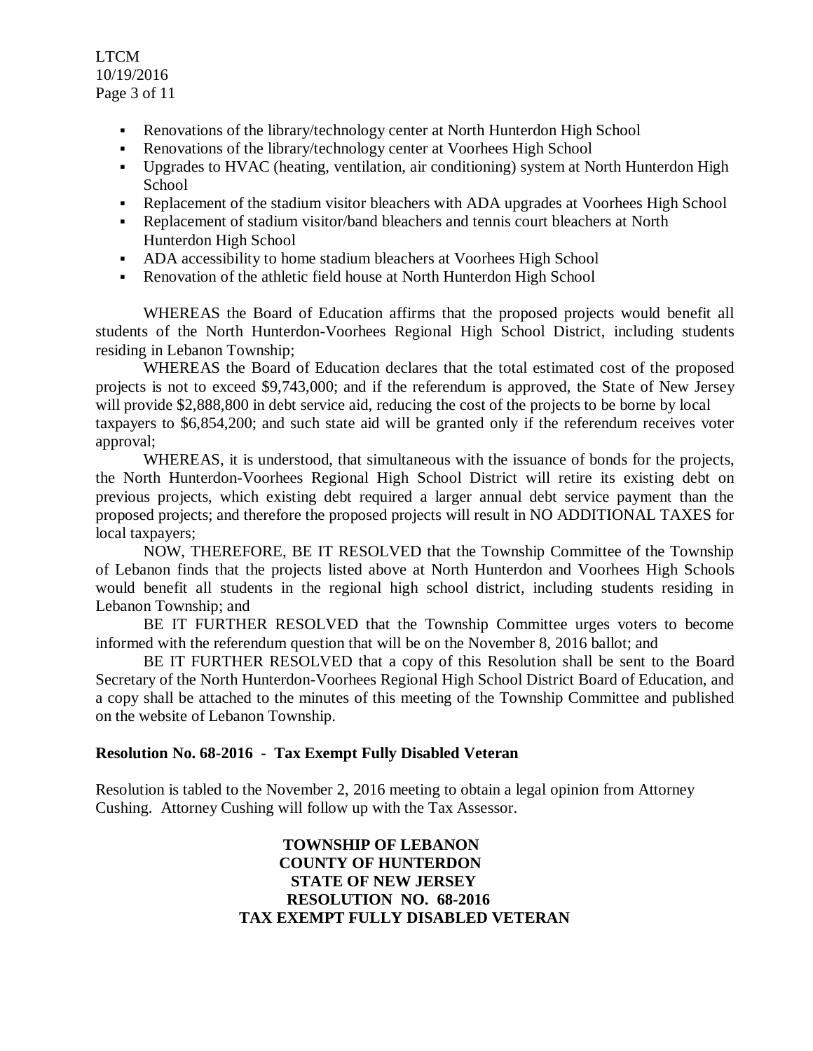- Renovations of the library/technology center at North Hunterdon High School
- Renovations of the library/technology center at Voorhees High School
- Upgrades to HVAC (heating, ventilation, air conditioning) system at North Hunterdon High School
- Replacement of the stadium visitor bleachers with ADA upgrades at Voorhees High School
- Replacement of stadium visitor/band bleachers and tennis court bleachers at North Hunterdon High School
- ADA accessibility to home stadium bleachers at Voorhees High School
- Renovation of the athletic field house at North Hunterdon High School

WHEREAS the Board of Education affirms that the proposed projects would benefit all students of the North Hunterdon-Voorhees Regional High School District, including students residing in Lebanon Township;

WHEREAS the Board of Education declares that the total estimated cost of the proposed projects is not to exceed $9,743,000; and if the referendum is approved, the State of New Jersey will provide $2,888,800 in debt service aid, reducing the cost of the projects to be borne by local taxpayers to $6,854,200; and such state aid will be granted only if the referendum receives voter approval;

WHEREAS, it is understood, that simultaneous with the issuance of bonds for the projects, the North Hunterdon-Voorhees Regional High School District will retire its existing debt on previous projects, which existing debt required a larger annual debt service payment than the proposed projects; and therefore the proposed projects will result in NO ADDITIONAL TAXES for local taxpayers;

NOW, THEREFORE, BE IT RESOLVED that the Township Committee of the Township of Lebanon finds that the projects listed above at North Hunterdon and Voorhees High Schools would benefit all students in the regional high school district, including students residing in Lebanon Township; and

BE IT FURTHER RESOLVED that the Township Committee urges voters to become informed with the referendum question that will be on the November 8, 2016 ballot; and

BE IT FURTHER RESOLVED that a copy of this Resolution shall be sent to the Board Secretary of the North Hunterdon-Voorhees Regional High School District Board of Education, and a copy shall be attached to the minutes of this meeting of the Township Committee and published on the website of Lebanon Township.

**Resolution No. 68-2016 - Tax Exempt Fully Disabled Veteran**

Resolution is tabled to the November 2, 2016 meeting to obtain a legal opinion from Attorney Cushing. Attorney Cushing will follow up with the Tax Assessor.

**TOWNSHIP OF LEBANON**
**COUNTY OF HUNTERDON**
**STATE OF NEW JERSEY**
**RESOLUTION NO. 68-2016**
**TAX EXEMPT FULLY DISABLED VETERAN**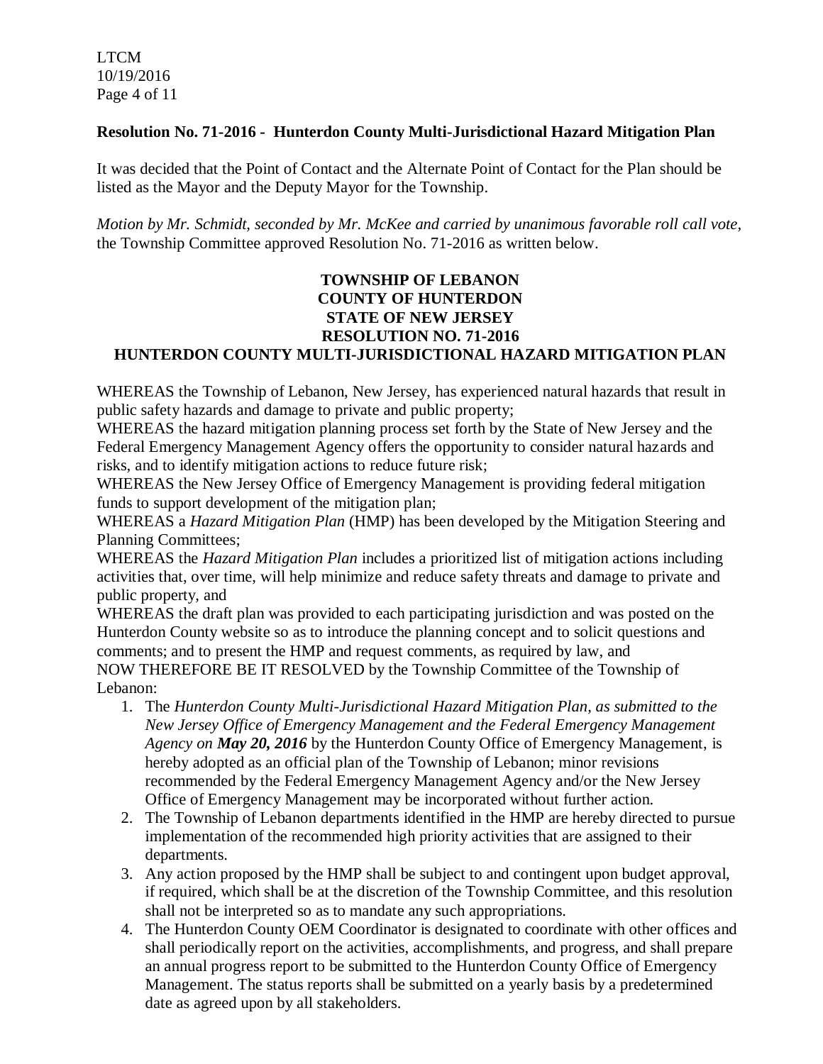**Resolution No. 71-2016 - Hunterdon County Multi-Jurisdictional Hazard Mitigation Plan**

It was decided that the Point of Contact and the Alternate Point of Contact for the Plan should be listed as the Mayor and the Deputy Mayor for the Township.

*Motion by Mr. Schmidt, seconded by Mr. McKee and carried by unanimous favorable roll call vote,* the Township Committee approved Resolution No. 71-2016 as written below.

**TOWNSHIP OF LEBANON**
**COUNTY OF HUNTERDON**
**STATE OF NEW JERSEY**
**RESOLUTION NO. 71-2016**
**HUNTERDON COUNTY MULTI-JURISDICTIONAL HAZARD MITIGATION PLAN**

WHEREAS the Township of Lebanon, New Jersey, has experienced natural hazards that result in public safety hazards and damage to private and public property;
WHEREAS the hazard mitigation planning process set forth by the State of New Jersey and the Federal Emergency Management Agency offers the opportunity to consider natural hazards and risks, and to identify mitigation actions to reduce future risk;
WHEREAS the New Jersey Office of Emergency Management is providing federal mitigation funds to support development of the mitigation plan;
WHEREAS a *Hazard Mitigation Plan* (HMP) has been developed by the Mitigation Steering and Planning Committees;
WHEREAS the *Hazard Mitigation Plan* includes a prioritized list of mitigation actions including activities that, over time, will help minimize and reduce safety threats and damage to private and public property, and
WHEREAS the draft plan was provided to each participating jurisdiction and was posted on the Hunterdon County website so as to introduce the planning concept and to solicit questions and comments; and to present the HMP and request comments, as required by law, and
NOW THEREFORE BE IT RESOLVED by the Township Committee of the Township of Lebanon:

1. The *Hunterdon County Multi-Jurisdictional Hazard Mitigation Plan, as submitted to the New Jersey Office of Emergency Management and the Federal Emergency Management Agency on **May 20, 2016*** by the Hunterdon County Office of Emergency Management, is hereby adopted as an official plan of the Township of Lebanon; minor revisions recommended by the Federal Emergency Management Agency and/or the New Jersey Office of Emergency Management may be incorporated without further action.
2. The Township of Lebanon departments identified in the HMP are hereby directed to pursue implementation of the recommended high priority activities that are assigned to their departments.
3. Any action proposed by the HMP shall be subject to and contingent upon budget approval, if required, which shall be at the discretion of the Township Committee, and this resolution shall not be interpreted so as to mandate any such appropriations.
4. The Hunterdon County OEM Coordinator is designated to coordinate with other offices and shall periodically report on the activities, accomplishments, and progress, and shall prepare an annual progress report to be submitted to the Hunterdon County Office of Emergency Management. The status reports shall be submitted on a yearly basis by a predetermined date as agreed upon by all stakeholders.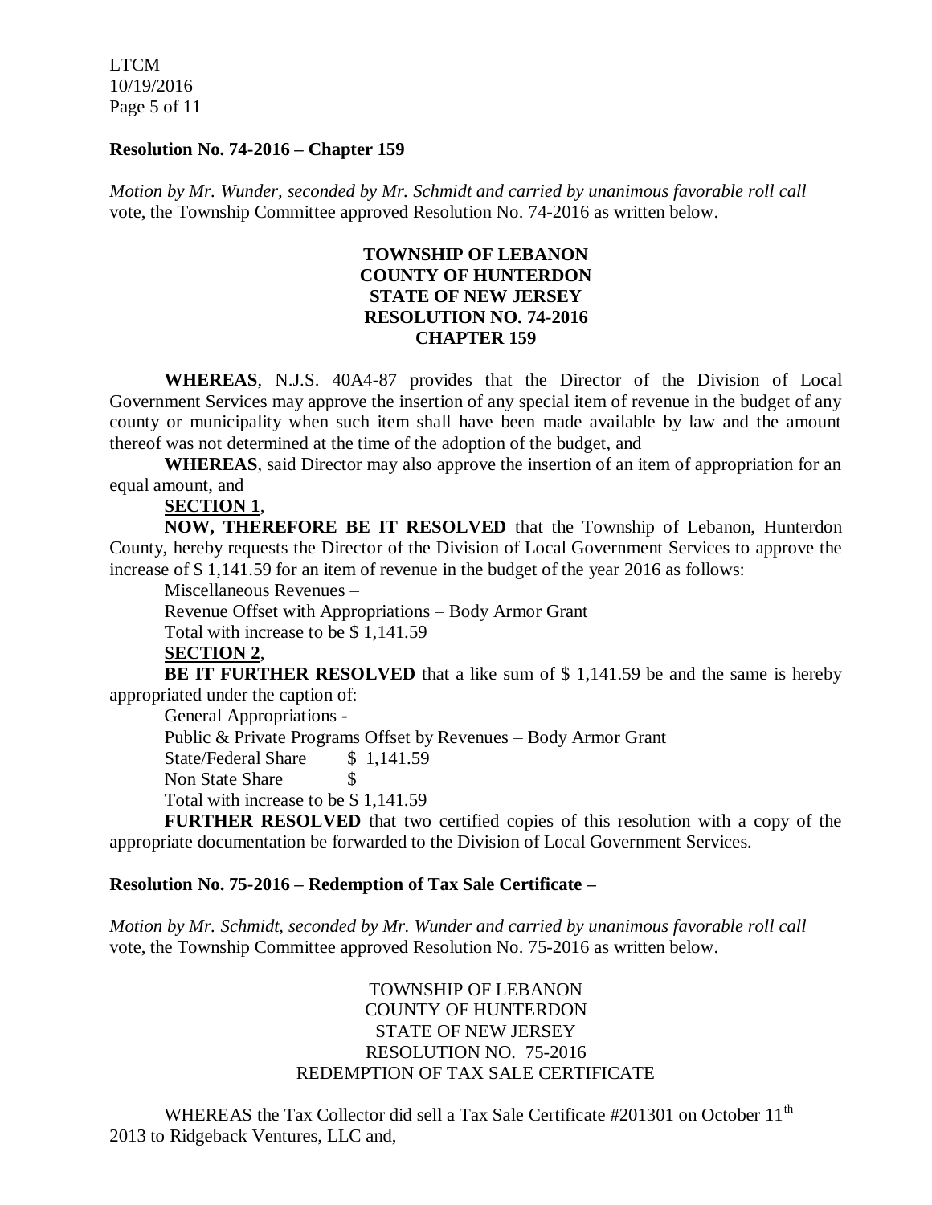**Resolution No. 74-2016 – Chapter 159**

*Motion by Mr. Wunder, seconded by Mr. Schmidt and carried by unanimous favorable roll call* vote, the Township Committee approved Resolution No. 74-2016 as written below.

**TOWNSHIP OF LEBANON**
**COUNTY OF HUNTERDON**
**STATE OF NEW JERSEY**
**RESOLUTION NO. 74-2016**
**CHAPTER 159**

**WHEREAS**, N.J.S. 40A4-87 provides that the Director of the Division of Local Government Services may approve the insertion of any special item of revenue in the budget of any county or municipality when such item shall have been made available by law and the amount thereof was not determined at the time of the adoption of the budget, and

**WHEREAS**, said Director may also approve the insertion of an item of appropriation for an equal amount, and

**SECTION 1**,

**NOW, THEREFORE BE IT RESOLVED** that the Township of Lebanon, Hunterdon County, hereby requests the Director of the Division of Local Government Services to approve the increase of $ 1,141.59 for an item of revenue in the budget of the year 2016 as follows:

Miscellaneous Revenues –

Revenue Offset with Appropriations – Body Armor Grant

Total with increase to be $ 1,141.59

**SECTION 2**,

**BE IT FURTHER RESOLVED** that a like sum of $ 1,141.59 be and the same is hereby appropriated under the caption of:

General Appropriations -

Public & Private Programs Offset by Revenues – Body Armor Grant

State/Federal Share $ 1,141.59

Non State Share $

Total with increase to be $ 1,141.59

**FURTHER RESOLVED** that two certified copies of this resolution with a copy of the appropriate documentation be forwarded to the Division of Local Government Services.

**Resolution No. 75-2016 – Redemption of Tax Sale Certificate –**

*Motion by Mr. Schmidt, seconded by Mr. Wunder and carried by unanimous favorable roll call* vote, the Township Committee approved Resolution No. 75-2016 as written below.

TOWNSHIP OF LEBANON
COUNTY OF HUNTERDON
STATE OF NEW JERSEY
RESOLUTION NO. 75-2016
REDEMPTION OF TAX SALE CERTIFICATE

WHEREAS the Tax Collector did sell a Tax Sale Certificate #201301 on October 11th 2013 to Ridgeback Ventures, LLC and,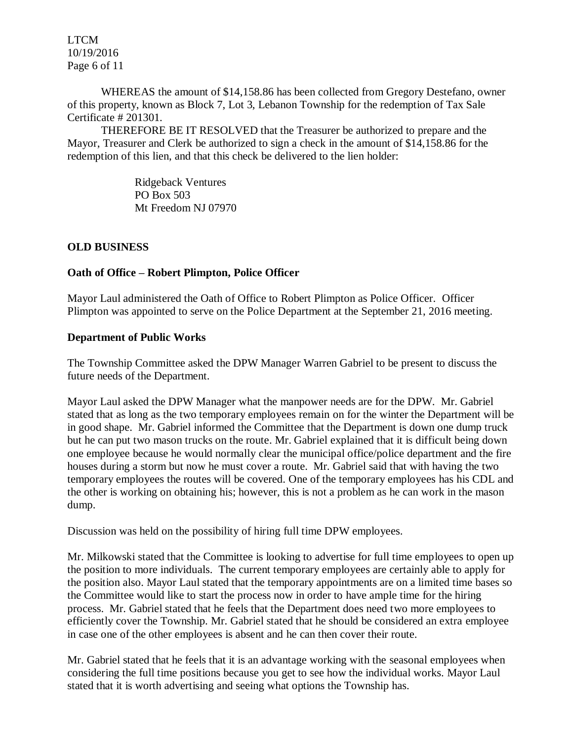WHEREAS the amount of $14,158.86 has been collected from Gregory Destefano, owner of this property, known as Block 7, Lot 3, Lebanon Township for the redemption of Tax Sale Certificate # 201301.

THEREFORE BE IT RESOLVED that the Treasurer be authorized to prepare and the Mayor, Treasurer and Clerk be authorized to sign a check in the amount of $14,158.86 for the redemption of this lien, and that this check be delivered to the lien holder:

Ridgeback Ventures
PO Box 503
Mt Freedom NJ 07970

**OLD BUSINESS**

**Oath of Office – Robert Plimpton, Police Officer**

Mayor Laul administered the Oath of Office to Robert Plimpton as Police Officer. Officer Plimpton was appointed to serve on the Police Department at the September 21, 2016 meeting.

**Department of Public Works**

The Township Committee asked the DPW Manager Warren Gabriel to be present to discuss the future needs of the Department.

Mayor Laul asked the DPW Manager what the manpower needs are for the DPW. Mr. Gabriel stated that as long as the two temporary employees remain on for the winter the Department will be in good shape. Mr. Gabriel informed the Committee that the Department is down one dump truck but he can put two mason trucks on the route. Mr. Gabriel explained that it is difficult being down one employee because he would normally clear the municipal office/police department and the fire houses during a storm but now he must cover a route. Mr. Gabriel said that with having the two temporary employees the routes will be covered. One of the temporary employees has his CDL and the other is working on obtaining his; however, this is not a problem as he can work in the mason dump.

Discussion was held on the possibility of hiring full time DPW employees.

Mr. Milkowski stated that the Committee is looking to advertise for full time employees to open up the position to more individuals. The current temporary employees are certainly able to apply for the position also. Mayor Laul stated that the temporary appointments are on a limited time bases so the Committee would like to start the process now in order to have ample time for the hiring process. Mr. Gabriel stated that he feels that the Department does need two more employees to efficiently cover the Township. Mr. Gabriel stated that he should be considered an extra employee in case one of the other employees is absent and he can then cover their route.

Mr. Gabriel stated that he feels that it is an advantage working with the seasonal employees when considering the full time positions because you get to see how the individual works. Mayor Laul stated that it is worth advertising and seeing what options the Township has.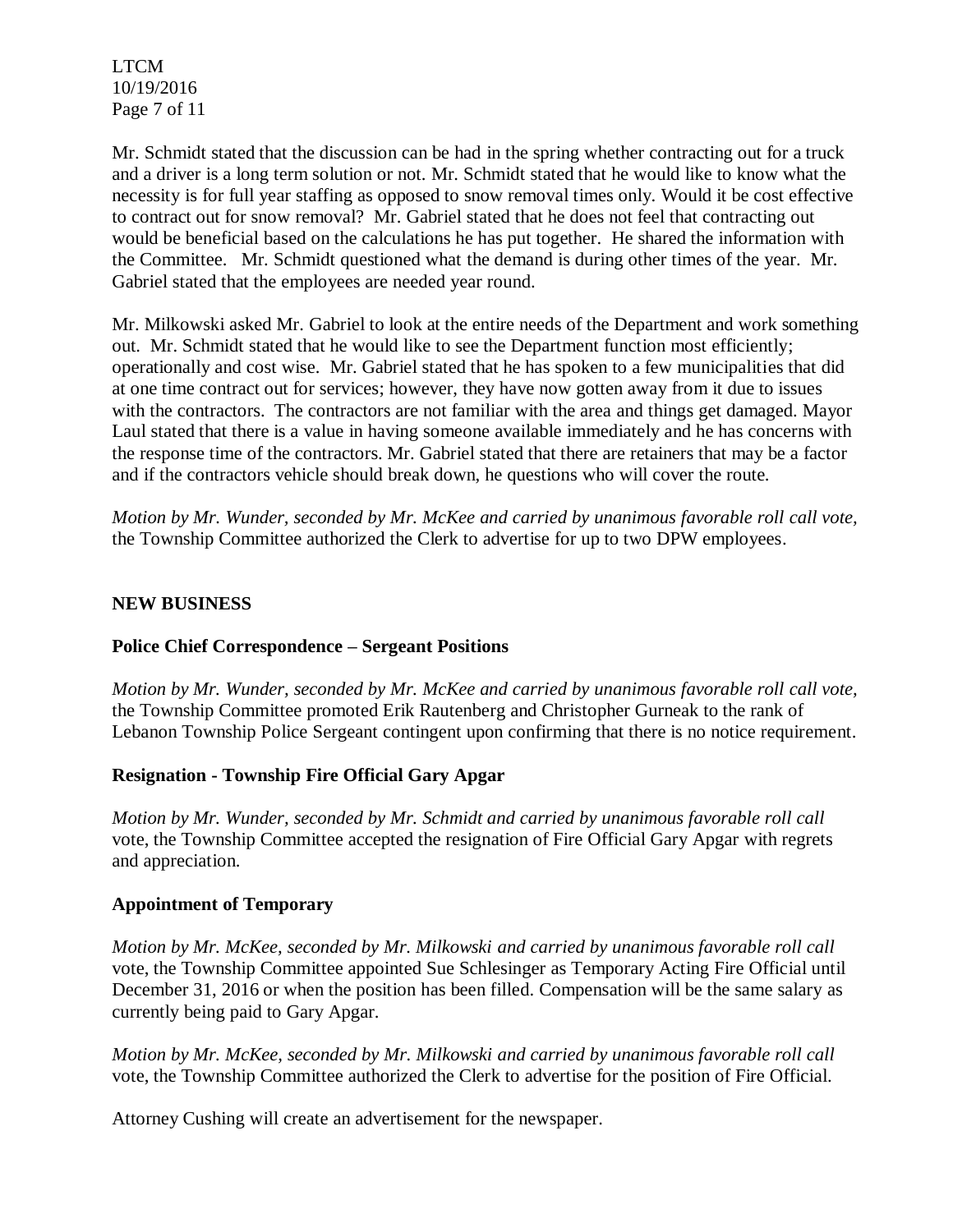Mr. Schmidt stated that the discussion can be had in the spring whether contracting out for a truck and a driver is a long term solution or not. Mr. Schmidt stated that he would like to know what the necessity is for full year staffing as opposed to snow removal times only. Would it be cost effective to contract out for snow removal? Mr. Gabriel stated that he does not feel that contracting out would be beneficial based on the calculations he has put together. He shared the information with the Committee. Mr. Schmidt questioned what the demand is during other times of the year. Mr. Gabriel stated that the employees are needed year round.

Mr. Milkowski asked Mr. Gabriel to look at the entire needs of the Department and work something out. Mr. Schmidt stated that he would like to see the Department function most efficiently; operationally and cost wise. Mr. Gabriel stated that he has spoken to a few municipalities that did at one time contract out for services; however, they have now gotten away from it due to issues with the contractors. The contractors are not familiar with the area and things get damaged. Mayor Laul stated that there is a value in having someone available immediately and he has concerns with the response time of the contractors. Mr. Gabriel stated that there are retainers that may be a factor and if the contractors vehicle should break down, he questions who will cover the route.

*Motion by Mr. Wunder, seconded by Mr. McKee and carried by unanimous favorable roll call vote,* the Township Committee authorized the Clerk to advertise for up to two DPW employees.

## NEW BUSINESS

### Police Chief Correspondence – Sergeant Positions

*Motion by Mr. Wunder, seconded by Mr. McKee and carried by unanimous favorable roll call vote,* the Township Committee promoted Erik Rautenberg and Christopher Gurneak to the rank of Lebanon Township Police Sergeant contingent upon confirming that there is no notice requirement.

### Resignation - Township Fire Official Gary Apgar

*Motion by Mr. Wunder, seconded by Mr. Schmidt and carried by unanimous favorable roll call* vote, the Township Committee accepted the resignation of Fire Official Gary Apgar with regrets and appreciation.

### Appointment of Temporary

*Motion by Mr. McKee, seconded by Mr. Milkowski and carried by unanimous favorable roll call* vote, the Township Committee appointed Sue Schlesinger as Temporary Acting Fire Official until December 31, 2016 or when the position has been filled. Compensation will be the same salary as currently being paid to Gary Apgar.

*Motion by Mr. McKee, seconded by Mr. Milkowski and carried by unanimous favorable roll call* vote, the Township Committee authorized the Clerk to advertise for the position of Fire Official.

Attorney Cushing will create an advertisement for the newspaper.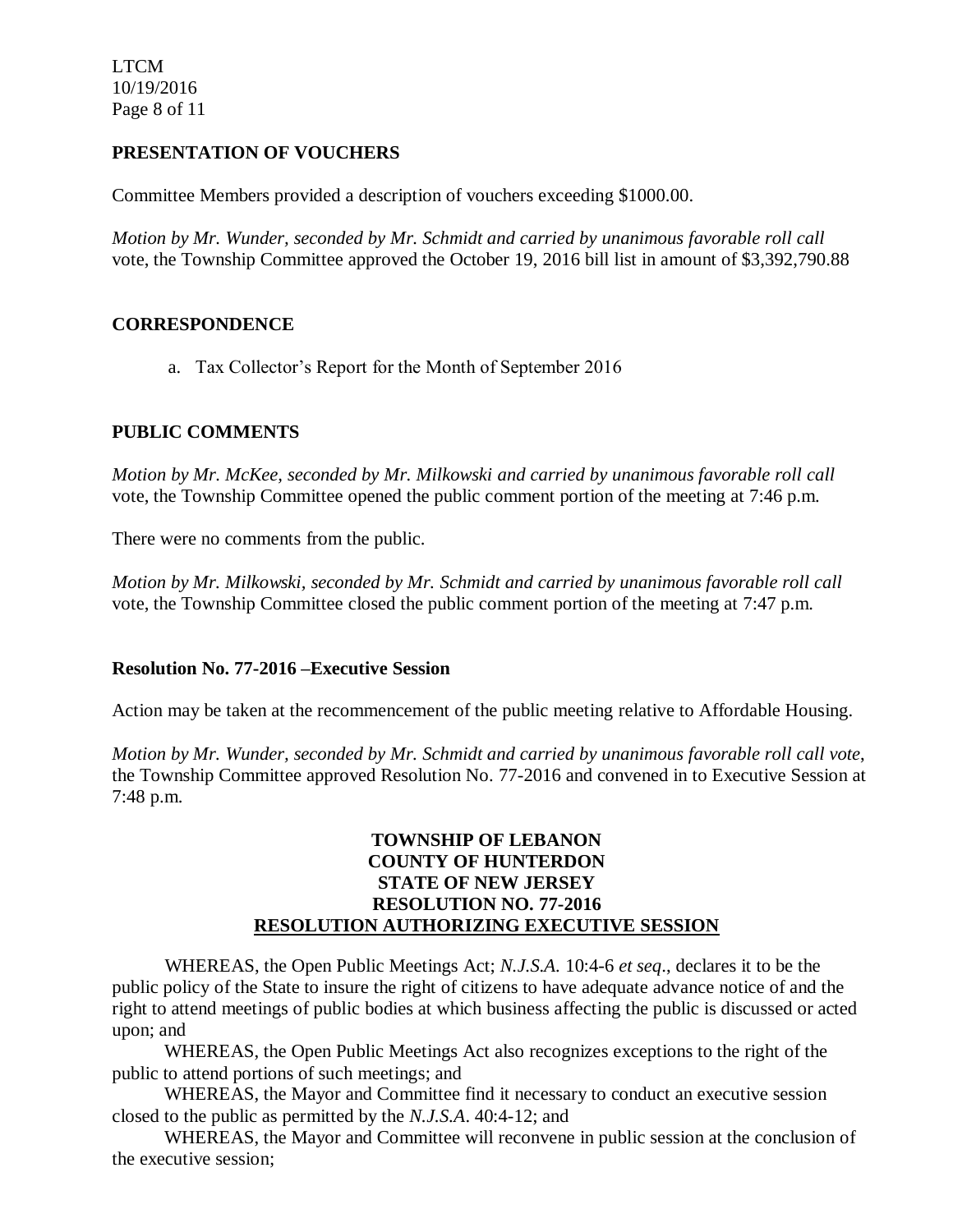## PRESENTATION OF VOUCHERS

Committee Members provided a description of vouchers exceeding $1000.00.

*Motion by Mr. Wunder, seconded by Mr. Schmidt and carried by unanimous favorable roll call* vote, the Township Committee approved the October 19, 2016 bill list in amount of $3,392,790.88

## CORRESPONDENCE

a. Tax Collector's Report for the Month of September 2016

## PUBLIC COMMENTS

*Motion by Mr. McKee, seconded by Mr. Milkowski and carried by unanimous favorable roll call* vote, the Township Committee opened the public comment portion of the meeting at 7:46 p.m.

There were no comments from the public.

*Motion by Mr. Milkowski, seconded by Mr. Schmidt and carried by unanimous favorable roll call* vote, the Township Committee closed the public comment portion of the meeting at 7:47 p.m.

### Resolution No. 77-2016 –Executive Session

Action may be taken at the recommencement of the public meeting relative to Affordable Housing.

*Motion by Mr. Wunder, seconded by Mr. Schmidt and carried by unanimous favorable roll call vote*, the Township Committee approved Resolution No. 77-2016 and convened in to Executive Session at 7:48 p.m.

**TOWNSHIP OF LEBANON**
**COUNTY OF HUNTERDON**
**STATE OF NEW JERSEY**
**RESOLUTION NO. 77-2016**
**RESOLUTION AUTHORIZING EXECUTIVE SESSION**

WHEREAS, the Open Public Meetings Act; *N.J.S.A.* 10:4-6 *et seq*., declares it to be the public policy of the State to insure the right of citizens to have adequate advance notice of and the right to attend meetings of public bodies at which business affecting the public is discussed or acted upon; and

WHEREAS, the Open Public Meetings Act also recognizes exceptions to the right of the public to attend portions of such meetings; and

WHEREAS, the Mayor and Committee find it necessary to conduct an executive session closed to the public as permitted by the *N.J.S.A*. 40:4-12; and

WHEREAS, the Mayor and Committee will reconvene in public session at the conclusion of the executive session;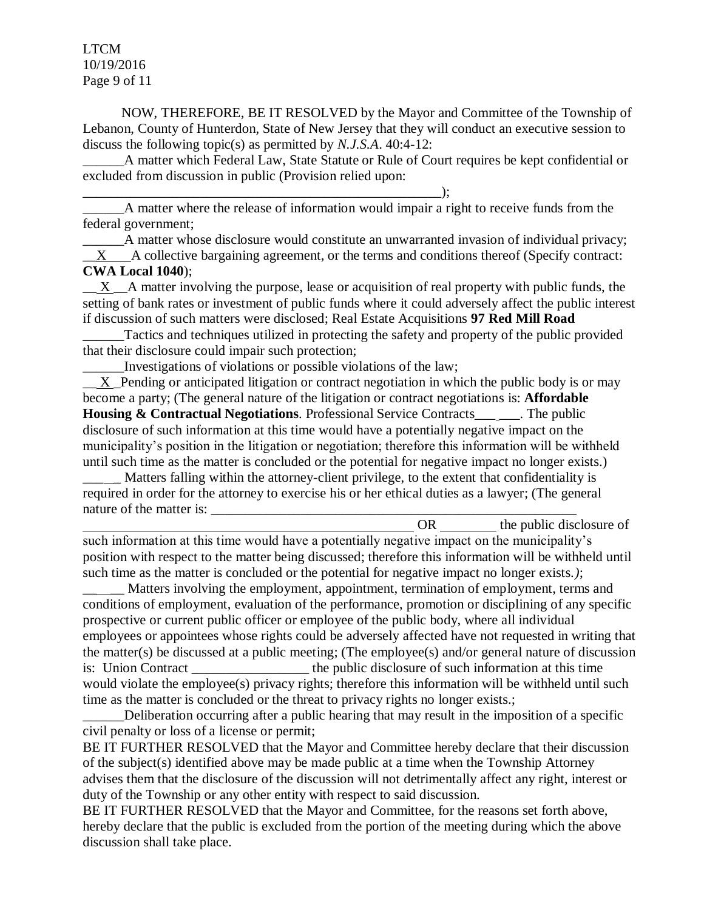NOW, THEREFORE, BE IT RESOLVED by the Mayor and Committee of the Township of Lebanon, County of Hunterdon, State of New Jersey that they will conduct an executive session to discuss the following topic(s) as permitted by *N.J.S.A*. 40:4-12:

______A matter which Federal Law, State Statute or Rule of Court requires be kept confidential or excluded from discussion in public (Provision relied upon: _______________________________________________________);

______A matter where the release of information would impair a right to receive funds from the federal government;

______A matter whose disclosure would constitute an unwarranted invasion of individual privacy;

__X___A collective bargaining agreement, or the terms and conditions thereof (Specify contract: **CWA Local 1040**);

__X__A matter involving the purpose, lease or acquisition of real property with public funds, the setting of bank rates or investment of public funds where it could adversely affect the public interest if discussion of such matters were disclosed; Real Estate Acquisitions **97 Red Mill Road**

______Tactics and techniques utilized in protecting the safety and property of the public provided that their disclosure could impair such protection;

______Investigations of violations or possible violations of the law;

__X_Pending or anticipated litigation or contract negotiation in which the public body is or may become a party; (The general nature of the litigation or contract negotiations is: **Affordable Housing & Contractual Negotiations**. Professional Service Contracts______. The public disclosure of such information at this time would have a potentially negative impact on the municipality's position in the litigation or negotiation; therefore this information will be withheld until such time as the matter is concluded or the potential for negative impact no longer exists.)

_____ Matters falling within the attorney-client privilege, to the extent that confidentiality is required in order for the attorney to exercise his or her ethical duties as a lawyer; (The general nature of the matter is: ______________________________________________________ ____________________________________________________ OR ________ the public disclosure of such information at this time would have a potentially negative impact on the municipality's position with respect to the matter being discussed; therefore this information will be withheld until such time as the matter is concluded or the potential for negative impact no longer exists.*)*;

______ Matters involving the employment, appointment, termination of employment, terms and conditions of employment, evaluation of the performance, promotion or disciplining of any specific prospective or current public officer or employee of the public body, where all individual employees or appointees whose rights could be adversely affected have not requested in writing that the matter(s) be discussed at a public meeting; (The employee(s) and/or general nature of discussion is: Union Contract _________________ the public disclosure of such information at this time would violate the employee(s) privacy rights; therefore this information will be withheld until such time as the matter is concluded or the threat to privacy rights no longer exists.;

______Deliberation occurring after a public hearing that may result in the imposition of a specific civil penalty or loss of a license or permit;

BE IT FURTHER RESOLVED that the Mayor and Committee hereby declare that their discussion of the subject(s) identified above may be made public at a time when the Township Attorney advises them that the disclosure of the discussion will not detrimentally affect any right, interest or duty of the Township or any other entity with respect to said discussion.

BE IT FURTHER RESOLVED that the Mayor and Committee, for the reasons set forth above, hereby declare that the public is excluded from the portion of the meeting during which the above discussion shall take place.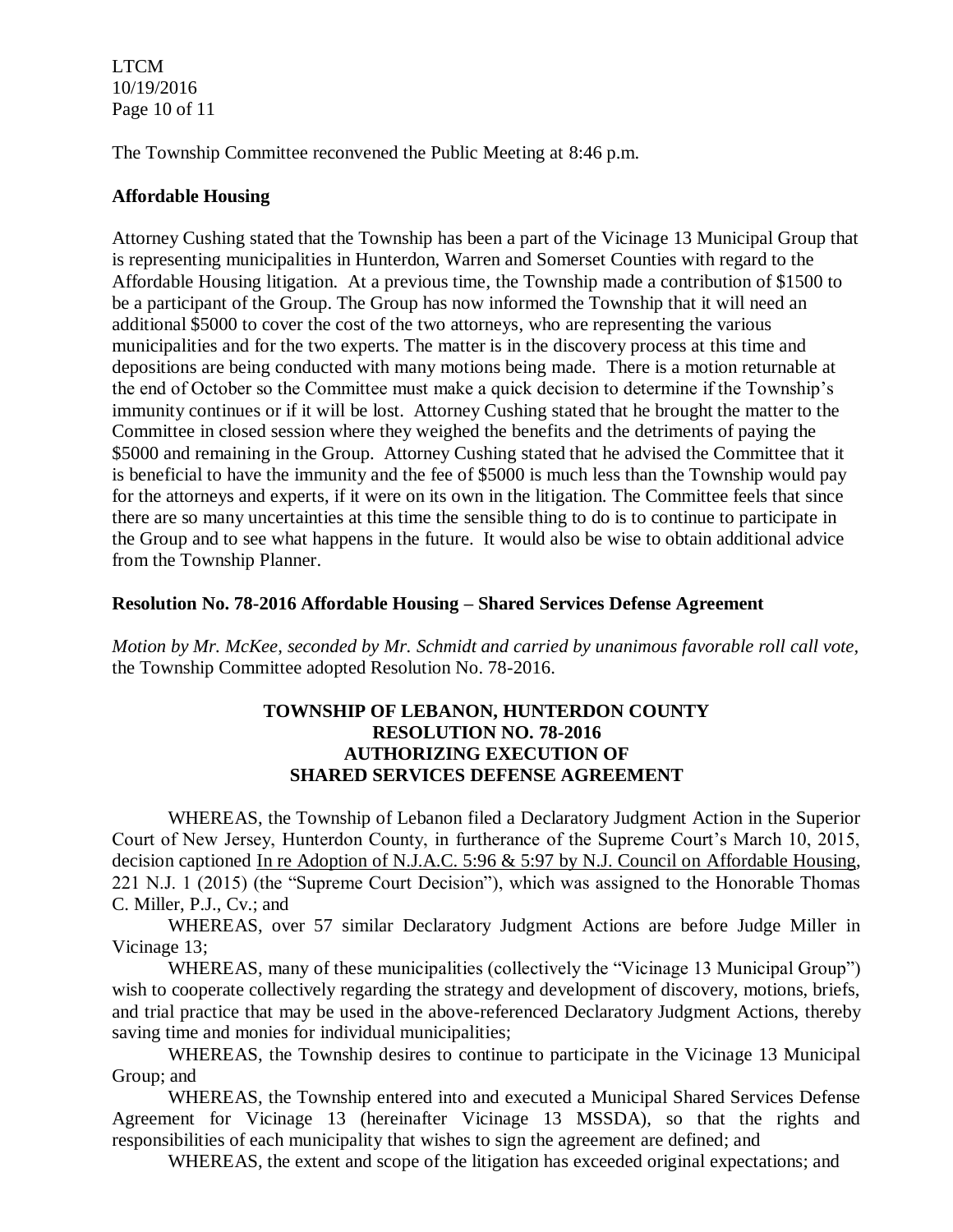The Township Committee reconvened the Public Meeting at 8:46 p.m.

**Affordable Housing**

Attorney Cushing stated that the Township has been a part of the Vicinage 13 Municipal Group that is representing municipalities in Hunterdon, Warren and Somerset Counties with regard to the Affordable Housing litigation. At a previous time, the Township made a contribution of $1500 to be a participant of the Group. The Group has now informed the Township that it will need an additional $5000 to cover the cost of the two attorneys, who are representing the various municipalities and for the two experts. The matter is in the discovery process at this time and depositions are being conducted with many motions being made. There is a motion returnable at the end of October so the Committee must make a quick decision to determine if the Township's immunity continues or if it will be lost. Attorney Cushing stated that he brought the matter to the Committee in closed session where they weighed the benefits and the detriments of paying the $5000 and remaining in the Group. Attorney Cushing stated that he advised the Committee that it is beneficial to have the immunity and the fee of $5000 is much less than the Township would pay for the attorneys and experts, if it were on its own in the litigation. The Committee feels that since there are so many uncertainties at this time the sensible thing to do is to continue to participate in the Group and to see what happens in the future. It would also be wise to obtain additional advice from the Township Planner.

**Resolution No. 78-2016 Affordable Housing – Shared Services Defense Agreement**

*Motion by Mr. McKee, seconded by Mr. Schmidt and carried by unanimous favorable roll call vote,* the Township Committee adopted Resolution No. 78-2016.

**TOWNSHIP OF LEBANON, HUNTERDON COUNTY**
**RESOLUTION NO. 78-2016**
**AUTHORIZING EXECUTION OF**
**SHARED SERVICES DEFENSE AGREEMENT**

WHEREAS, the Township of Lebanon filed a Declaratory Judgment Action in the Superior Court of New Jersey, Hunterdon County, in furtherance of the Supreme Court's March 10, 2015, decision captioned In re Adoption of N.J.A.C. 5:96 & 5:97 by N.J. Council on Affordable Housing, 221 N.J. 1 (2015) (the "Supreme Court Decision"), which was assigned to the Honorable Thomas C. Miller, P.J., Cv.; and

WHEREAS, over 57 similar Declaratory Judgment Actions are before Judge Miller in Vicinage 13;

WHEREAS, many of these municipalities (collectively the "Vicinage 13 Municipal Group") wish to cooperate collectively regarding the strategy and development of discovery, motions, briefs, and trial practice that may be used in the above-referenced Declaratory Judgment Actions, thereby saving time and monies for individual municipalities;

WHEREAS, the Township desires to continue to participate in the Vicinage 13 Municipal Group; and

WHEREAS, the Township entered into and executed a Municipal Shared Services Defense Agreement for Vicinage 13 (hereinafter Vicinage 13 MSSDA), so that the rights and responsibilities of each municipality that wishes to sign the agreement are defined; and

WHEREAS, the extent and scope of the litigation has exceeded original expectations; and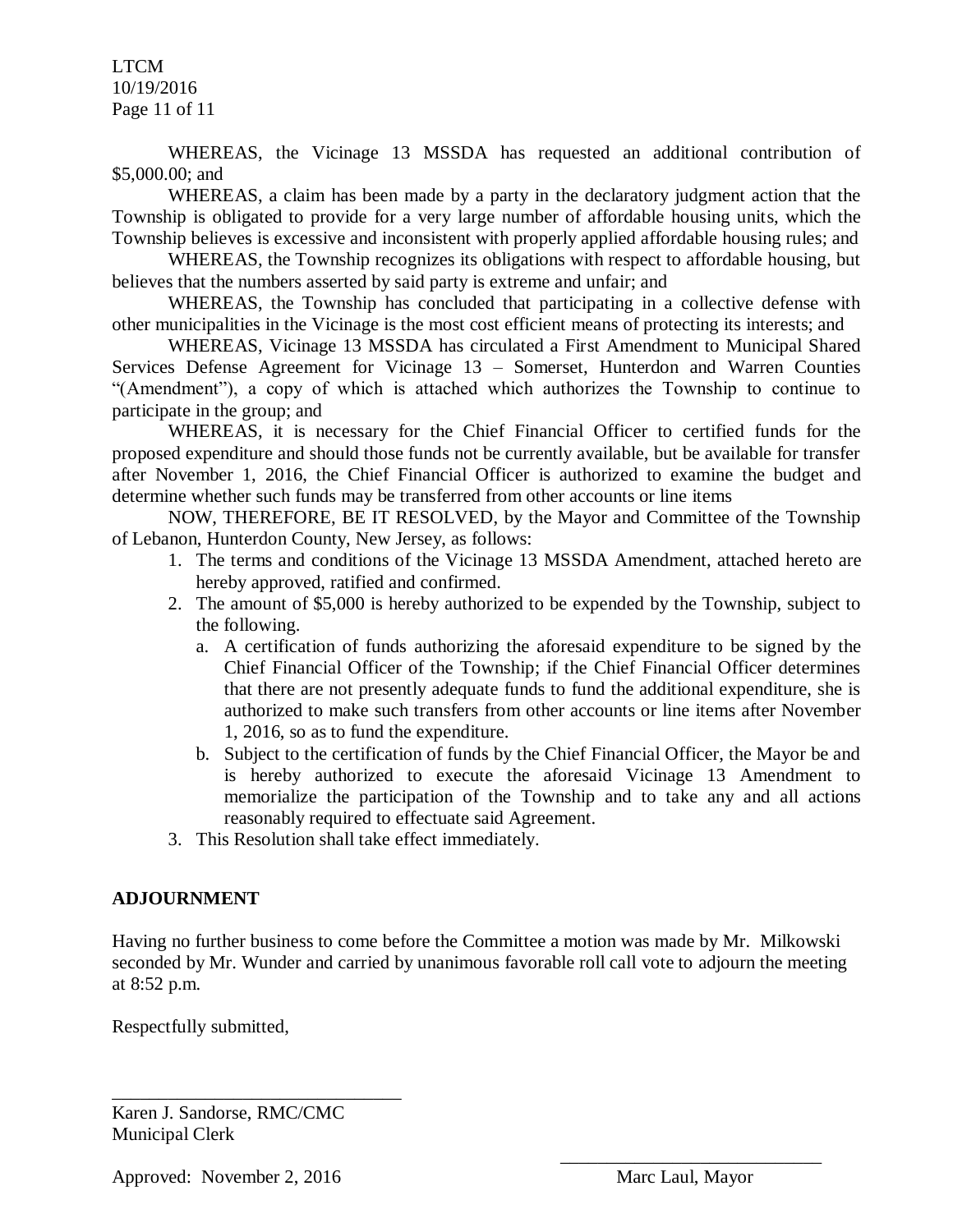WHEREAS, the Vicinage 13 MSSDA has requested an additional contribution of $5,000.00; and

WHEREAS, a claim has been made by a party in the declaratory judgment action that the Township is obligated to provide for a very large number of affordable housing units, which the Township believes is excessive and inconsistent with properly applied affordable housing rules; and

WHEREAS, the Township recognizes its obligations with respect to affordable housing, but believes that the numbers asserted by said party is extreme and unfair; and

WHEREAS, the Township has concluded that participating in a collective defense with other municipalities in the Vicinage is the most cost efficient means of protecting its interests; and

WHEREAS, Vicinage 13 MSSDA has circulated a First Amendment to Municipal Shared Services Defense Agreement for Vicinage 13 – Somerset, Hunterdon and Warren Counties "(Amendment"), a copy of which is attached which authorizes the Township to continue to participate in the group; and

WHEREAS, it is necessary for the Chief Financial Officer to certified funds for the proposed expenditure and should those funds not be currently available, but be available for transfer after November 1, 2016, the Chief Financial Officer is authorized to examine the budget and determine whether such funds may be transferred from other accounts or line items

NOW, THEREFORE, BE IT RESOLVED, by the Mayor and Committee of the Township of Lebanon, Hunterdon County, New Jersey, as follows:

1. The terms and conditions of the Vicinage 13 MSSDA Amendment, attached hereto are hereby approved, ratified and confirmed.
2. The amount of $5,000 is hereby authorized to be expended by the Township, subject to the following.
   a. A certification of funds authorizing the aforesaid expenditure to be signed by the Chief Financial Officer of the Township; if the Chief Financial Officer determines that there are not presently adequate funds to fund the additional expenditure, she is authorized to make such transfers from other accounts or line items after November 1, 2016, so as to fund the expenditure.
   b. Subject to the certification of funds by the Chief Financial Officer, the Mayor be and is hereby authorized to execute the aforesaid Vicinage 13 Amendment to memorialize the participation of the Township and to take any and all actions reasonably required to effectuate said Agreement.
3. This Resolution shall take effect immediately.

**ADJOURNMENT**

Having no further business to come before the Committee a motion was made by Mr. Milkowski seconded by Mr. Wunder and carried by unanimous favorable roll call vote to adjourn the meeting at 8:52 p.m.

Respectfully submitted,

\_\_\_\_\_\_\_\_\_\_\_\_\_\_\_\_\_\_\_\_\_\_\_\_\_\_\_\_\_\_

Karen J. Sandorse, RMC/CMC
Municipal Clerk

\_\_\_\_\_\_\_\_\_\_\_\_\_\_\_\_\_\_\_\_\_\_\_\_\_\_\_\_\_\_

Approved: November 2, 2016 Marc Laul, Mayor